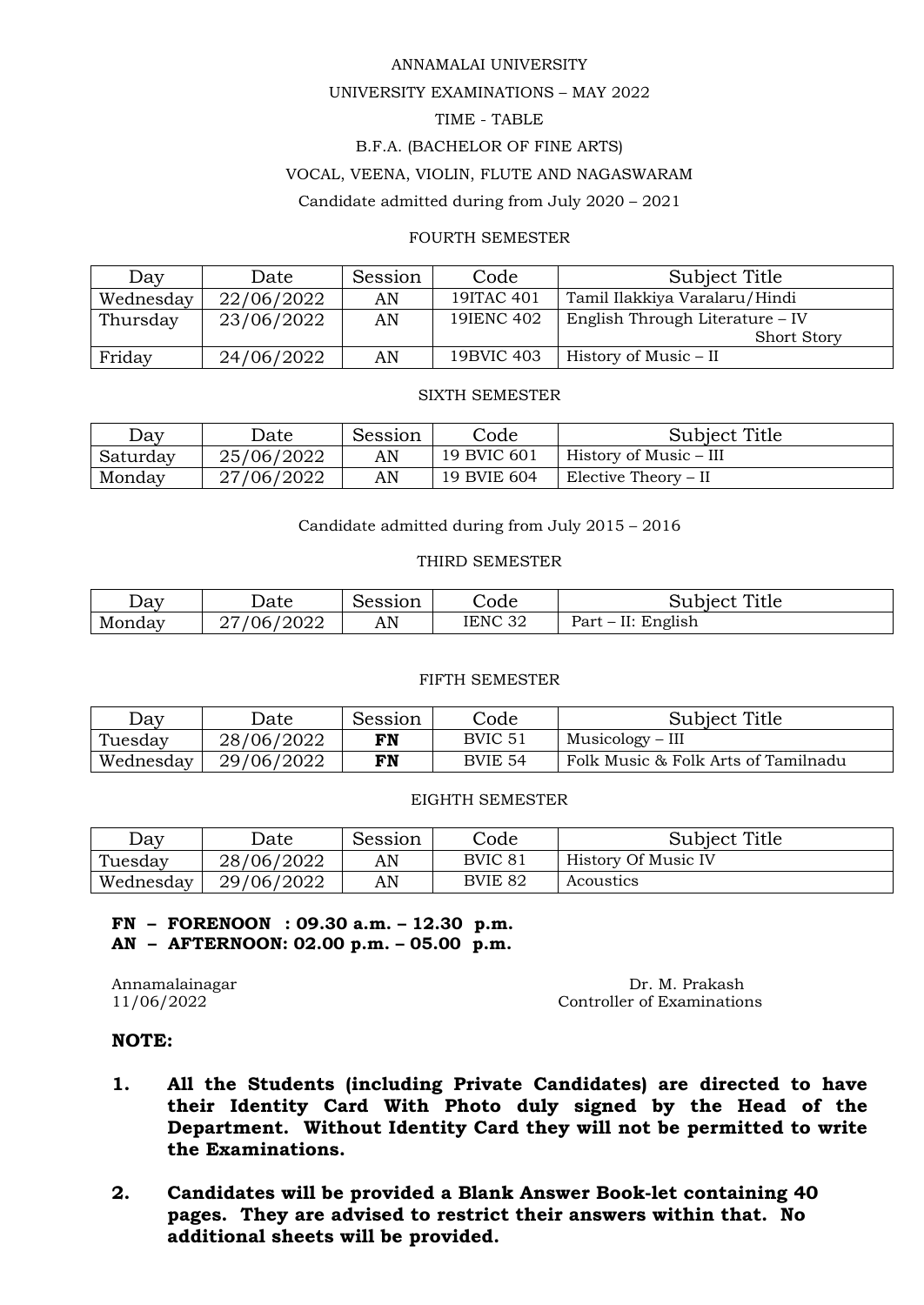ANNAMALAI UNIVERSITY

UNIVERSITY EXAMINATIONS – MAY 2022

TIME - TABLE

B.F.A. (BACHELOR OF FINE ARTS)

VOCAL, VEENA, VIOLIN, FLUTE AND NAGASWARAM

Candidate admitted during from July 2020 – 2021

FOURTH SEMESTER

| Day | Date | Session | Code | Subject Title |
|---|---|---|---|---|
| Wednesday | 22/06/2022 | AN | 19ITAC 401 | Tamil Ilakkiya Varalaru/Hindi |
| Thursday | 23/06/2022 | AN | 19IENC 402 | English Through Literature – IV Short Story |
| Friday | 24/06/2022 | AN | 19BVIC 403 | History of Music – II |

SIXTH SEMESTER

| Day | Date | Session | Code | Subject Title |
|---|---|---|---|---|
| Saturday | 25/06/2022 | AN | 19 BVIC 601 | History of Music – III |
| Monday | 27/06/2022 | AN | 19 BVIE 604 | Elective Theory – II |

Candidate admitted during from July 2015 – 2016

THIRD SEMESTER

| Day | Date | Session | Code | Subject Title |
|---|---|---|---|---|
| Monday | 27/06/2022 | AN | IENC 32 | Part – II: English |

FIFTH SEMESTER

| Day | Date | Session | Code | Subject Title |
|---|---|---|---|---|
| Tuesday | 28/06/2022 | **FN** | BVIC 51 | Musicology – III |
| Wednesday | 29/06/2022 | **FN** | BVIE 54 | Folk Music & Folk Arts of Tamilnadu |

EIGHTH SEMESTER

| Day | Date | Session | Code | Subject Title |
|---|---|---|---|---|
| Tuesday | 28/06/2022 | AN | BVIC 81 | History Of Music IV |
| Wednesday | 29/06/2022 | AN | BVIE 82 | Acoustics |

**FN – FORENOON : 09.30 a.m. – 12.30 p.m.**
**AN – AFTERNOON: 02.00 p.m. – 05.00 p.m.**

Annamalainagar
11/06/2022

Dr. M. Prakash
Controller of Examinations

**NOTE:**

1. **All the Students (including Private Candidates) are directed to have their Identity Card With Photo duly signed by the Head of the Department. Without Identity Card they will not be permitted to write the Examinations.**

2. **Candidates will be provided a Blank Answer Book-let containing 40 pages. They are advised to restrict their answers within that. No additional sheets will be provided.**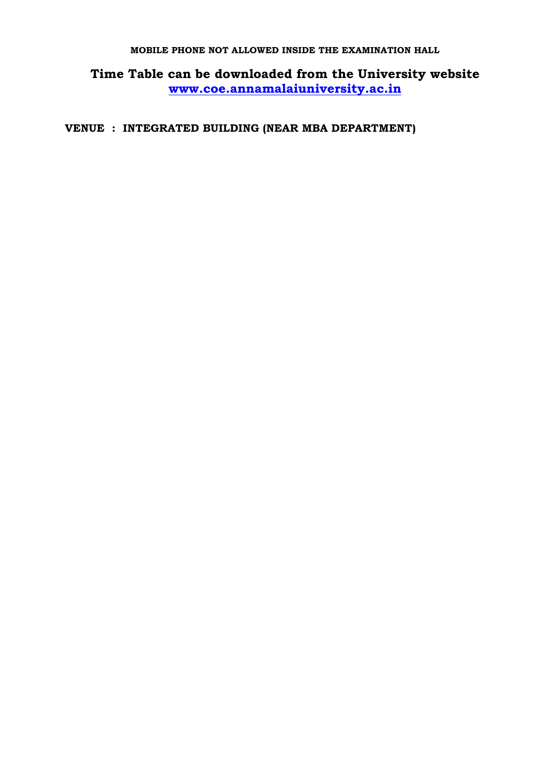**MOBILE PHONE NOT ALLOWED INSIDE THE EXAMINATION HALL**

## Time Table can be downloaded from the University website [www.coe.annamalaiuniversity.ac.in](http://www.coe.annamalaiuniversity.ac.in)

**VENUE : INTEGRATED BUILDING (NEAR MBA DEPARTMENT)**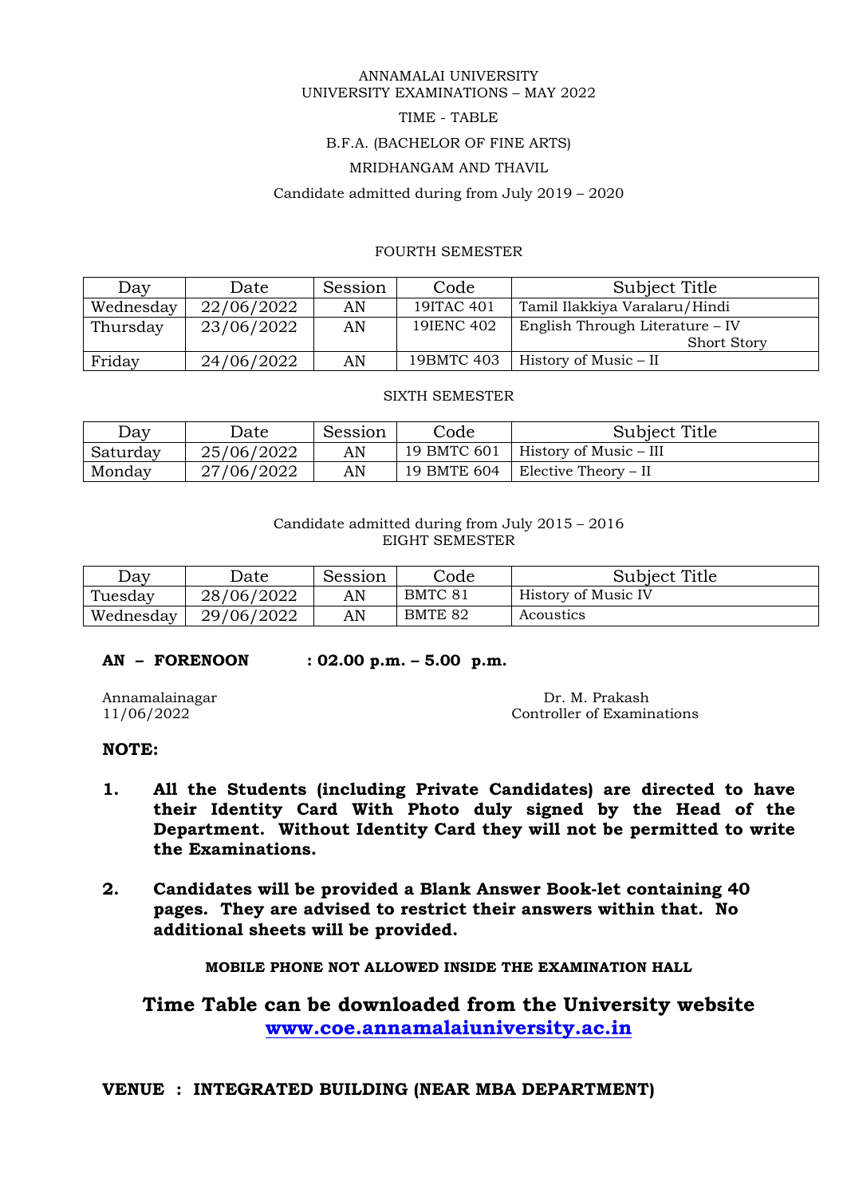ANNAMALAI UNIVERSITY
UNIVERSITY EXAMINATIONS – MAY 2022

TIME - TABLE

B.F.A. (BACHELOR OF FINE ARTS)

MRIDHANGAM AND THAVIL

Candidate admitted during from July 2019 – 2020

FOURTH SEMESTER

| Day | Date | Session | Code | Subject Title |
|---|---|---|---|---|
| Wednesday | 22/06/2022 | AN | 19ITAC 401 | Tamil Ilakkiya Varalaru/Hindi |
| Thursday | 23/06/2022 | AN | 19IENC 402 | English Through Literature – IV Short Story |
| Friday | 24/06/2022 | AN | 19BMTC 403 | History of Music – II |

SIXTH SEMESTER

| Day | Date | Session | Code | Subject Title |
|---|---|---|---|---|
| Saturday | 25/06/2022 | AN | 19 BMTC 601 | History of Music – III |
| Monday | 27/06/2022 | AN | 19 BMTE 604 | Elective Theory – II |

Candidate admitted during from July 2015 – 2016
EIGHT SEMESTER

| Day | Date | Session | Code | Subject Title |
|---|---|---|---|---|
| Tuesday | 28/06/2022 | AN | BMTC 81 | History of Music IV |
| Wednesday | 29/06/2022 | AN | BMTE 82 | Acoustics |

**AN – FORENOON : 02.00 p.m. – 5.00 p.m.**

Annamalainagar
11/06/2022

Dr. M. Prakash
Controller of Examinations

**NOTE:**

1. **All the Students (including Private Candidates) are directed to have their Identity Card With Photo duly signed by the Head of the Department. Without Identity Card they will not be permitted to write the Examinations.**

2. **Candidates will be provided a Blank Answer Book-let containing 40 pages. They are advised to restrict their answers within that. No additional sheets will be provided.**

**MOBILE PHONE NOT ALLOWED INSIDE THE EXAMINATION HALL**

**Time Table can be downloaded from the University website [www.coe.annamalaiuniversity.ac.in](http://www.coe.annamalaiuniversity.ac.in)**

**VENUE : INTEGRATED BUILDING (NEAR MBA DEPARTMENT)**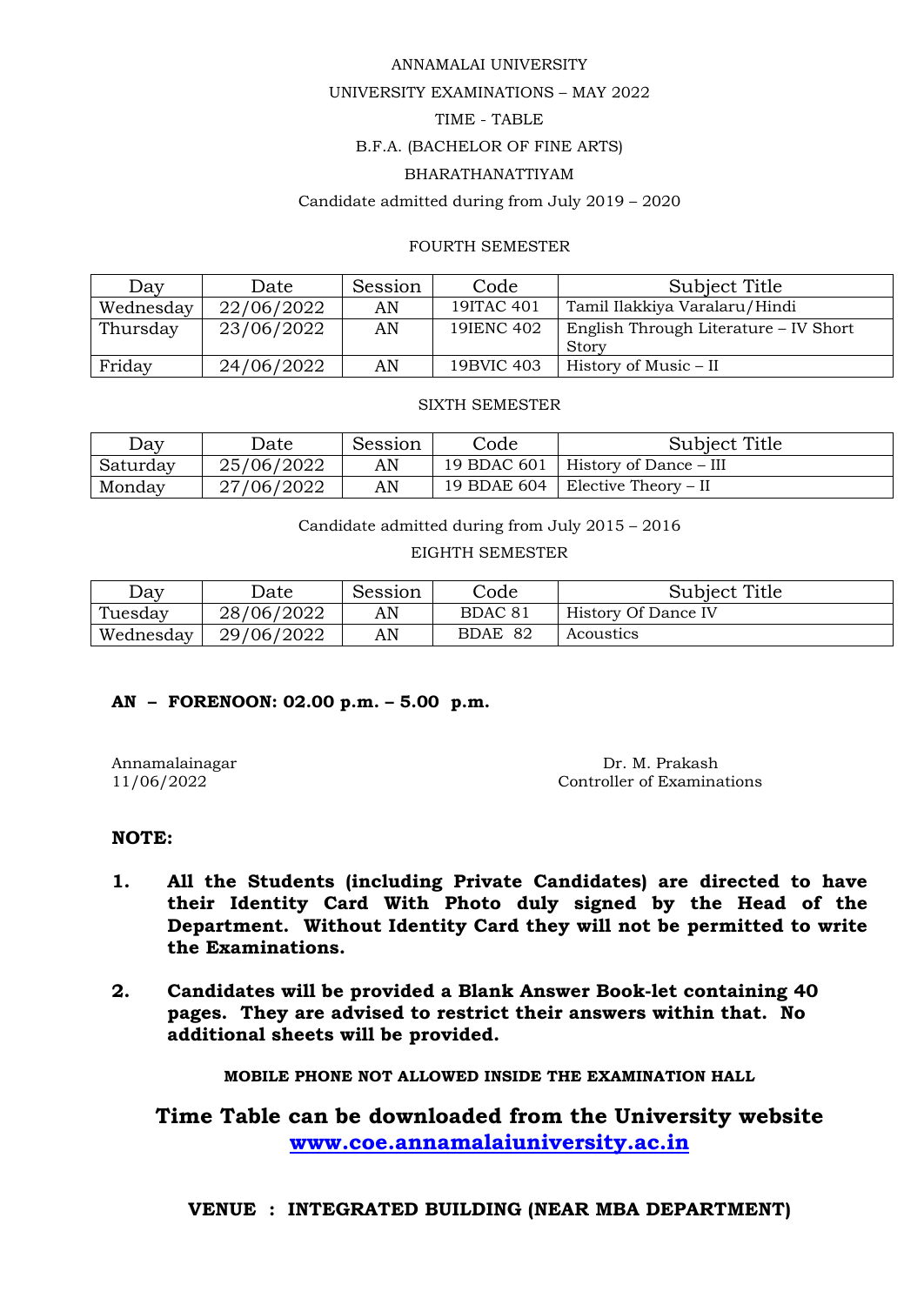ANNAMALAI UNIVERSITY

UNIVERSITY EXAMINATIONS – MAY 2022

TIME - TABLE

B.F.A. (BACHELOR OF FINE ARTS)

BHARATHANATTIYAM

Candidate admitted during from July 2019 – 2020

FOURTH SEMESTER

| Day | Date | Session | Code | Subject Title |
|---|---|---|---|---|
| Wednesday | 22/06/2022 | AN | 19ITAC 401 | Tamil Ilakkiya Varalaru/Hindi |
| Thursday | 23/06/2022 | AN | 19IENC 402 | English Through Literature – IV Short Story |
| Friday | 24/06/2022 | AN | 19BVIC 403 | History of Music – II |

SIXTH SEMESTER

| Day | Date | Session | Code | Subject Title |
|---|---|---|---|---|
| Saturday | 25/06/2022 | AN | 19 BDAC 601 | History of Dance – III |
| Monday | 27/06/2022 | AN | 19 BDAE 604 | Elective Theory – II |

Candidate admitted during from July 2015 – 2016

EIGHTH SEMESTER

| Day | Date | Session | Code | Subject Title |
|---|---|---|---|---|
| Tuesday | 28/06/2022 | AN | BDAC 81 | History Of Dance IV |
| Wednesday | 29/06/2022 | AN | BDAE 82 | Acoustics |

**AN – FORENOON: 02.00 p.m. – 5.00 p.m.**

Annamalainagar
11/06/2022

Dr. M. Prakash
Controller of Examinations

**NOTE:**

1. **All the Students (including Private Candidates) are directed to have their Identity Card With Photo duly signed by the Head of the Department. Without Identity Card they will not be permitted to write the Examinations.**

2. **Candidates will be provided a Blank Answer Book-let containing 40 pages. They are advised to restrict their answers within that. No additional sheets will be provided.**

**MOBILE PHONE NOT ALLOWED INSIDE THE EXAMINATION HALL**

**Time Table can be downloaded from the University website [www.coe.annamalaiuniversity.ac.in](http://www.coe.annamalaiuniversity.ac.in)**

**VENUE : INTEGRATED BUILDING (NEAR MBA DEPARTMENT)**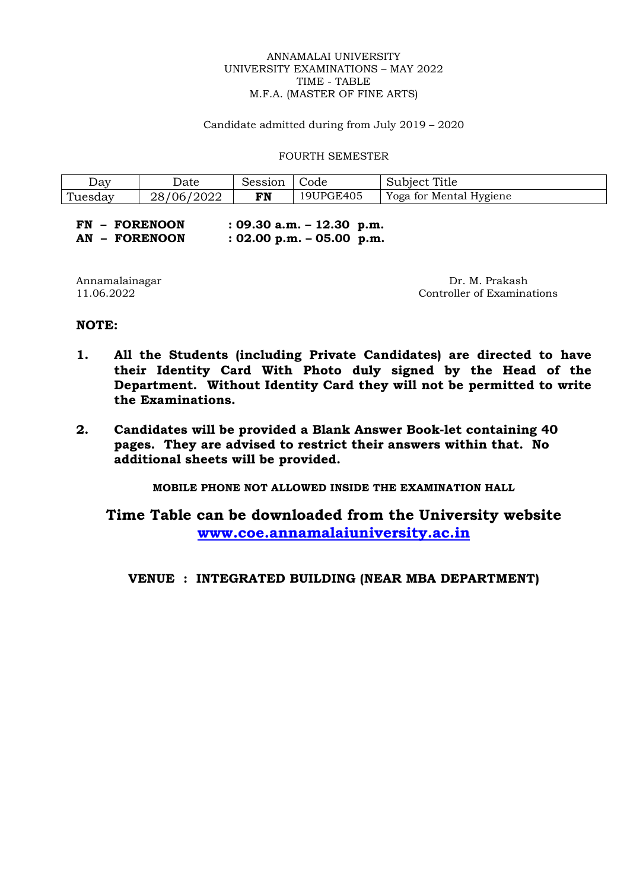ANNAMALAI UNIVERSITY
UNIVERSITY EXAMINATIONS – MAY 2022
TIME - TABLE
M.F.A. (MASTER OF FINE ARTS)

Candidate admitted during from July 2019 – 2020

FOURTH SEMESTER

| Day | Date | Session | Code | Subject Title |
|---|---|---|---|---|
| Tuesday | 28/06/2022 | **FN** | 19UPGE405 | Yoga for Mental Hygiene |

**FN – FORENOON : 09.30 a.m. – 12.30 p.m.**
**AN – FORENOON : 02.00 p.m. – 05.00 p.m.**

Annamalainagar
11.06.2022

Dr. M. Prakash
Controller of Examinations

**NOTE:**

1. **All the Students (including Private Candidates) are directed to have their Identity Card With Photo duly signed by the Head of the Department. Without Identity Card they will not be permitted to write the Examinations.**

2. **Candidates will be provided a Blank Answer Book-let containing 40 pages. They are advised to restrict their answers within that. No additional sheets will be provided.**

**MOBILE PHONE NOT ALLOWED INSIDE THE EXAMINATION HALL**

**Time Table can be downloaded from the University website [www.coe.annamalaiuniversity.ac.in](http://www.coe.annamalaiuniversity.ac.in)**

**VENUE : INTEGRATED BUILDING (NEAR MBA DEPARTMENT)**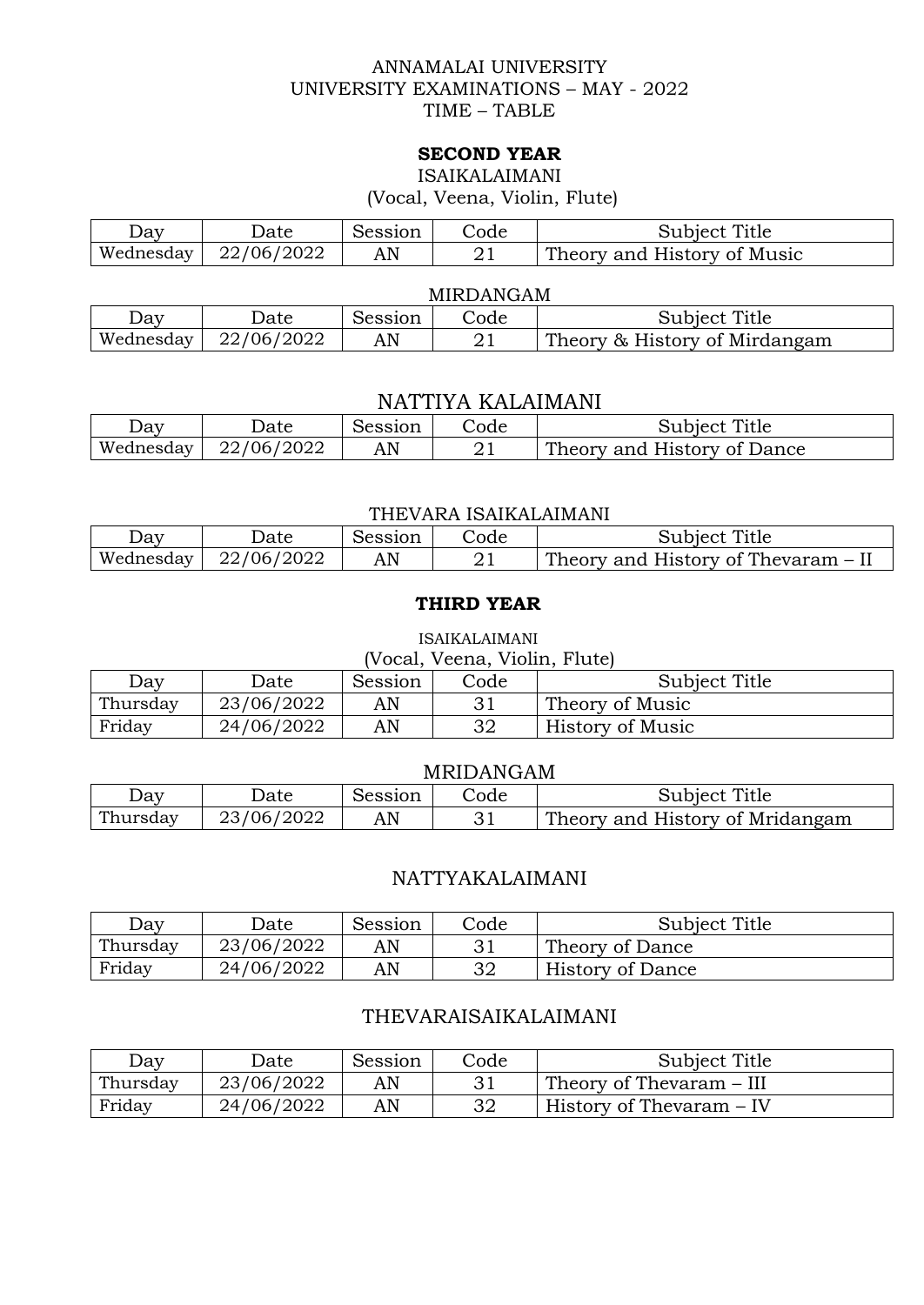ANNAMALAI UNIVERSITY
UNIVERSITY EXAMINATIONS – MAY - 2022
TIME – TABLE

## SECOND YEAR

ISAIKALAIMANI
(Vocal, Veena, Violin, Flute)

| Day | Date | Session | Code | Subject Title |
|---|---|---|---|---|
| Wednesday | 22/06/2022 | AN | 21 | Theory and History of Music |

MIRDANGAM

| Day | Date | Session | Code | Subject Title |
|---|---|---|---|---|
| Wednesday | 22/06/2022 | AN | 21 | Theory & History of Mirdangam |

NATTIYA KALAIMANI

| Day | Date | Session | Code | Subject Title |
|---|---|---|---|---|
| Wednesday | 22/06/2022 | AN | 21 | Theory and History of Dance |

THEVARA ISAIKALAIMANI

| Day | Date | Session | Code | Subject Title |
|---|---|---|---|---|
| Wednesday | 22/06/2022 | AN | 21 | Theory and History of Thevaram – II |

## THIRD YEAR

ISAIKALAIMANI
(Vocal, Veena, Violin, Flute)

| Day | Date | Session | Code | Subject Title |
|---|---|---|---|---|
| Thursday | 23/06/2022 | AN | 31 | Theory of Music |
| Friday | 24/06/2022 | AN | 32 | History of Music |

MRIDANGAM

| Day | Date | Session | Code | Subject Title |
|---|---|---|---|---|
| Thursday | 23/06/2022 | AN | 31 | Theory and History of Mridangam |

NATTYAKALAIMANI

| Day | Date | Session | Code | Subject Title |
|---|---|---|---|---|
| Thursday | 23/06/2022 | AN | 31 | Theory of Dance |
| Friday | 24/06/2022 | AN | 32 | History of Dance |

THEVARAISAIKALAIMANI

| Day | Date | Session | Code | Subject Title |
|---|---|---|---|---|
| Thursday | 23/06/2022 | AN | 31 | Theory of Thevaram – III |
| Friday | 24/06/2022 | AN | 32 | History of Thevaram – IV |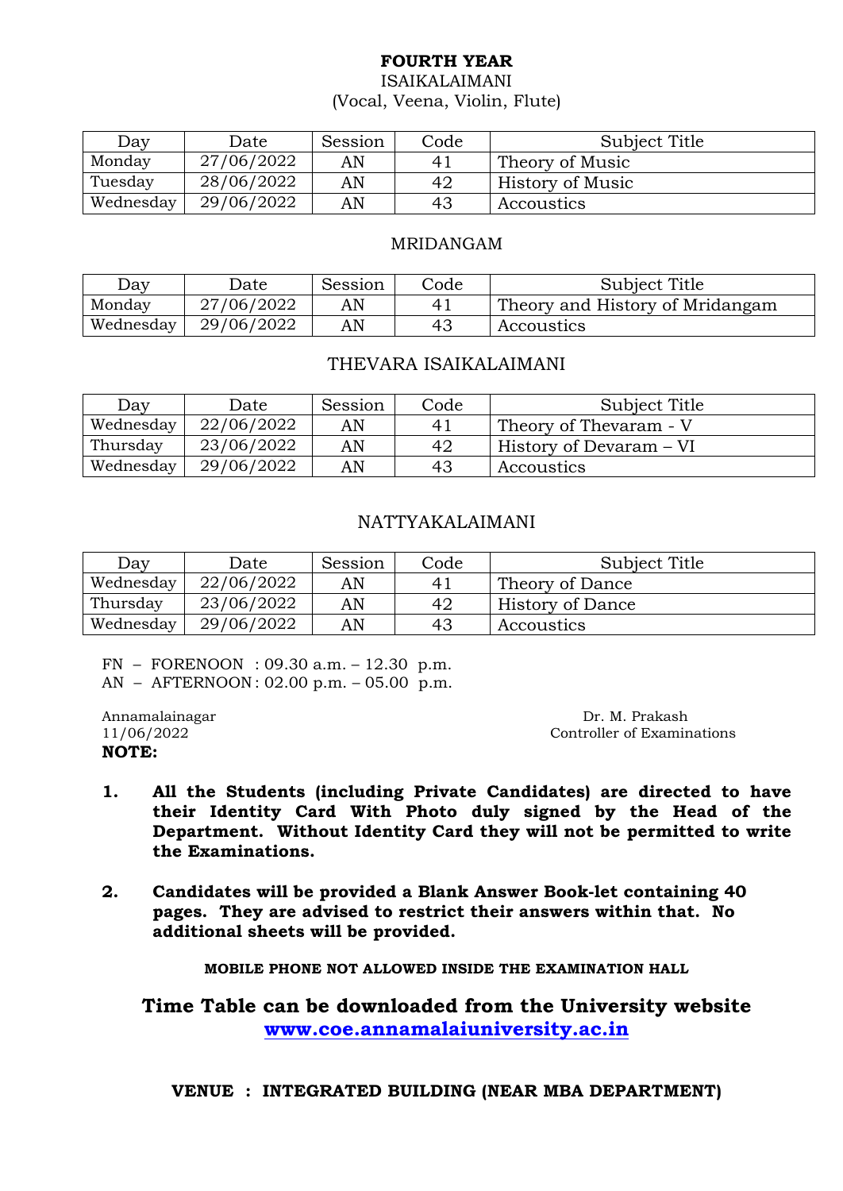## FOURTH YEAR

### ISAIKALAIMANI
(Vocal, Veena, Violin, Flute)

| Day | Date | Session | Code | Subject Title |
|---|---|---|---|---|
| Monday | 27/06/2022 | AN | 41 | Theory of Music |
| Tuesday | 28/06/2022 | AN | 42 | History of Music |
| Wednesday | 29/06/2022 | AN | 43 | Accoustics |

### MRIDANGAM

| Day | Date | Session | Code | Subject Title |
|---|---|---|---|---|
| Monday | 27/06/2022 | AN | 41 | Theory and History of Mridangam |
| Wednesday | 29/06/2022 | AN | 43 | Accoustics |

### THEVARA ISAIKALAIMANI

| Day | Date | Session | Code | Subject Title |
|---|---|---|---|---|
| Wednesday | 22/06/2022 | AN | 41 | Theory of Thevaram - V |
| Thursday | 23/06/2022 | AN | 42 | History of Devaram – VI |
| Wednesday | 29/06/2022 | AN | 43 | Accoustics |

### NATTYAKALAIMANI

| Day | Date | Session | Code | Subject Title |
|---|---|---|---|---|
| Wednesday | 22/06/2022 | AN | 41 | Theory of Dance |
| Thursday | 23/06/2022 | AN | 42 | History of Dance |
| Wednesday | 29/06/2022 | AN | 43 | Accoustics |

FN – FORENOON : 09.30 a.m. – 12.30 p.m.
AN – AFTERNOON : 02.00 p.m. – 05.00 p.m.

Annamalainagar
11/06/2022

Dr. M. Prakash
Controller of Examinations

**NOTE:**

1. **All the Students (including Private Candidates) are directed to have their Identity Card With Photo duly signed by the Head of the Department. Without Identity Card they will not be permitted to write the Examinations.**

2. **Candidates will be provided a Blank Answer Book-let containing 40 pages. They are advised to restrict their answers within that. No additional sheets will be provided.**

**MOBILE PHONE NOT ALLOWED INSIDE THE EXAMINATION HALL**

**Time Table can be downloaded from the University website www.coe.annamalaiuniversity.ac.in**

**VENUE : INTEGRATED BUILDING (NEAR MBA DEPARTMENT)**